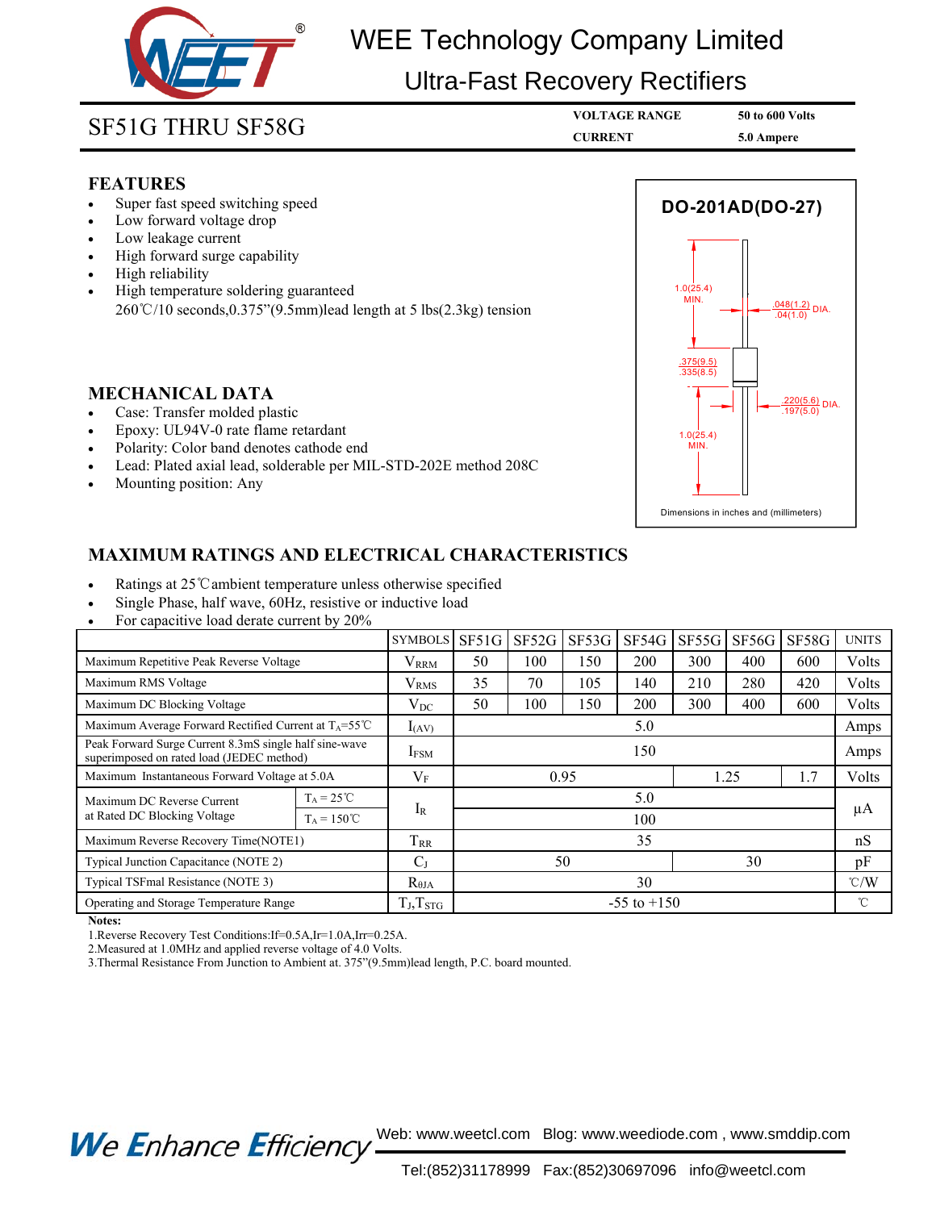# WEE Technology Company Limited

## Ultra-Fast Recovery Rectifiers

## SF51G THRU SF58G

| VOLTAGE RANGE | 50 to 600 Volts |
|---|---|
| CURRENT | 5.0 Ampere |

### FEATURES

- Super fast speed switching speed
- Low forward voltage drop
- Low leakage current
- High forward surge capability
- High reliability
- High temperature soldering guaranteed
  260℃/10 seconds,0.375”(9.5mm)lead length at 5 lbs(2.3kg) tension

### DO-201AD(DO-27)

1.0(25.4) MIN.

.048(1.2) / .04(1.0) DIA.

.375(9.5) / .335(8.5)

.220(5.6) / .197(5.0) DIA.

1.0(25.4) MIN.

Dimensions in inches and (millimeters)

### MECHANICAL DATA

- Case: Transfer molded plastic
- Epoxy: UL94V-0 rate flame retardant
- Polarity: Color band denotes cathode end
- Lead: Plated axial lead, solderable per MIL-STD-202E method 208C
- Mounting position: Any

### MAXIMUM RATINGS AND ELECTRICAL CHARACTERISTICS

- Ratings at 25℃ambient temperature unless otherwise specified
- Single Phase, half wave, 60Hz, resistive or inductive load
- For capacitive load derate current by 20%

| | | SYMBOLS | SF51G | SF52G | SF53G | SF54G | SF55G | SF56G | SF58G | UNITS |
|---|---|---|---|---|---|---|---|---|---|---|
| Maximum Repetitive Peak Reverse Voltage | | $V_{RRM}$ | 50 | 100 | 150 | 200 | 300 | 400 | 600 | Volts |
| Maximum RMS Voltage | | $V_{RMS}$ | 35 | 70 | 105 | 140 | 210 | 280 | 420 | Volts |
| Maximum DC Blocking Voltage | | $V_{DC}$ | 50 | 100 | 150 | 200 | 300 | 400 | 600 | Volts |
| Maximum Average Forward Rectified Current at $T_A$=55℃ | | $I_{(AV)}$ | 5.0 | | | | | | | Amps |
| Peak Forward Surge Current 8.3mS single half sine-wave superimposed on rated load (JEDEC method) | | $I_{FSM}$ | 150 | | | | | | | Amps |
| Maximum Instantaneous Forward Voltage at 5.0A | | $V_F$ | 0.95 | | | | 1.25 | | 1.7 | Volts |
| Maximum DC Reverse Current at Rated DC Blocking Voltage | $T_A$ = 25℃ | $I_R$ | 5.0 | | | | | | | μA |
| | $T_A$ = 150℃ | | 100 | | | | | | | |
| Maximum Reverse Recovery Time(NOTE1) | | $T_{RR}$ | 35 | | | | | | | nS |
| Typical Junction Capacitance (NOTE 2) | | $C_J$ | 50 | | | | 30 | | | pF |
| Typical TSFmal Resistance (NOTE 3) | | $R_{\theta JA}$ | 30 | | | | | | | ℃/W |
| Operating and Storage Temperature Range | | $T_J$,$T_{STG}$ | -55 to +150 | | | | | | | ℃ |

**Notes:**

1.Reverse Recovery Test Conditions:If=0.5A,Ir=1.0A,Irr=0.25A.
2.Measured at 1.0MHz and applied reverse voltage of 4.0 Volts.
3.Thermal Resistance From Junction to Ambient at. 375”(9.5mm)lead length, P.C. board mounted.

We Enhance Efficiency — Web: www.weetcl.com Blog: www.weediode.com , www.smddip.com
Tel:(852)31178999 Fax:(852)30697096 info@weetcl.com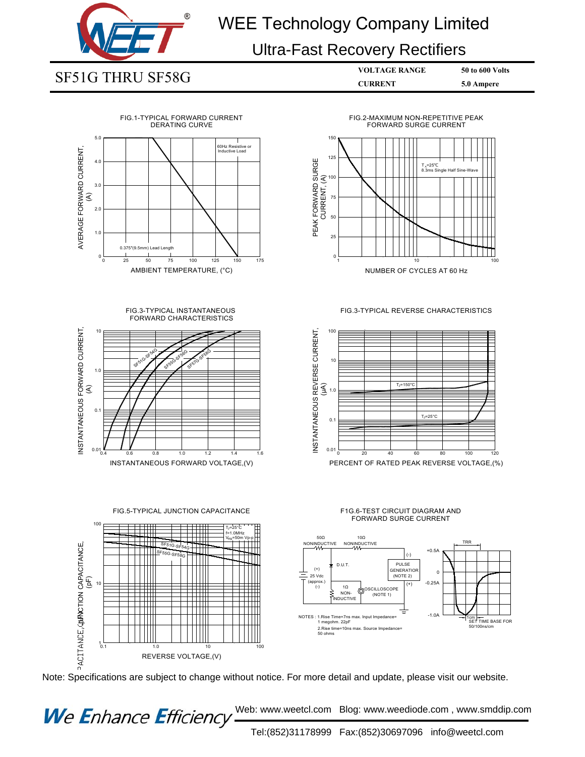# WEE Technology Company Limited

## Ultra-Fast Recovery Rectifiers

## SF51G THRU SF58G

| | |
|---|---|
| **VOLTAGE RANGE** | **50 to 600 Volts** |
| **CURRENT** | **5.0 Ampere** |

FIG.1-TYPICAL FORWARD CURRENT DERATING CURVE

AVERAGE FORWARD CURRENT, (A)

5.0
4.0
3.0
2.0
1.0
0

60Hz Resistive or Inductive Load

0.375"(9.5mm) Lead Length

0 25 50 75 100 125 150 175

AMBIENT TEMPERATURE, (°C)

FIG.2-MAXIMUM NON-REPETITIVE PEAK FORWARD SURGE CURRENT

PEAK FORWARD SURGE CURRENT, (A)

150
125
100
75
50
25
0

$T_A$=25℃
8.3ms Single Half Sine-Wave

1 10 100

NUMBER OF CYCLES AT 60 Hz

FIG.3-TYPICAL INSTANTANEOUS FORWARD CHARACTERISTICS

INSTANTANEOUS FORWARD CURRENT, (A)

10
1.0
0.1
0.01

SF51G-SF54G
SF55G-SF56G
SF57G-SF58G

0.4 0.6 0.8 1.0 1.2 1.4 1.6

INSTANTANEOUS FORWARD VOLTAGE,(V)

FIG.3-TYPICAL REVERSE CHARACTERISTICS

INSTANTANEOUS REVERSE CURRENT, (μA)

100
10
1.0
0.1
0.01

$T_J$=150°C

$T_J$=25°C

0 20 40 60 80 100 120

PERCENT OF RATED PEAK REVERSE VOLTAGE,(%)

FIG.5-TYPICAL JUNCTION CAPACITANCE

CAPACITANCE, (pF)

100
10
1

$T_J$=25°C
f=1.0MHz
$V_{sig}$=50m Vp-p

SF51G-SF54G
SF55G-SF58G

0.1 1.0 10 100

REVERSE VOLTAGE,(V)

F1G.6-TEST CIRCUIT DIAGRAM AND FORWARD SURGE CURRENT

50Ω NONINDUCTIVE
10Ω NONINDUCTIVE
D.U.T.
(+) 25 Vdc (approx.) (-)
1Ω NON-INDUCTIVE
OSCILLOSCOPE (NOTE 1)
PULSE GENERATIOR (NOTE 2)
(-)
(+)

TRR
+0.5A
0
-0.25A
-1.0A
1cm
SET TIME BASE FOR 50/100ns/cm

NOTES : 1.Rise Time=7ns max. Input Impedance= 1 megohm. 22pF
2.Rise time=10ns max. Source Impedance= 50 ohms

Note: Specifications are subject to change without notice. For more detail and update, please visit our website.

*We Enhance Efficiency*

Web: www.weetcl.com Blog: www.weediode.com , www.smddip.com

Tel:(852)31178999 Fax:(852)30697096 info@weetcl.com